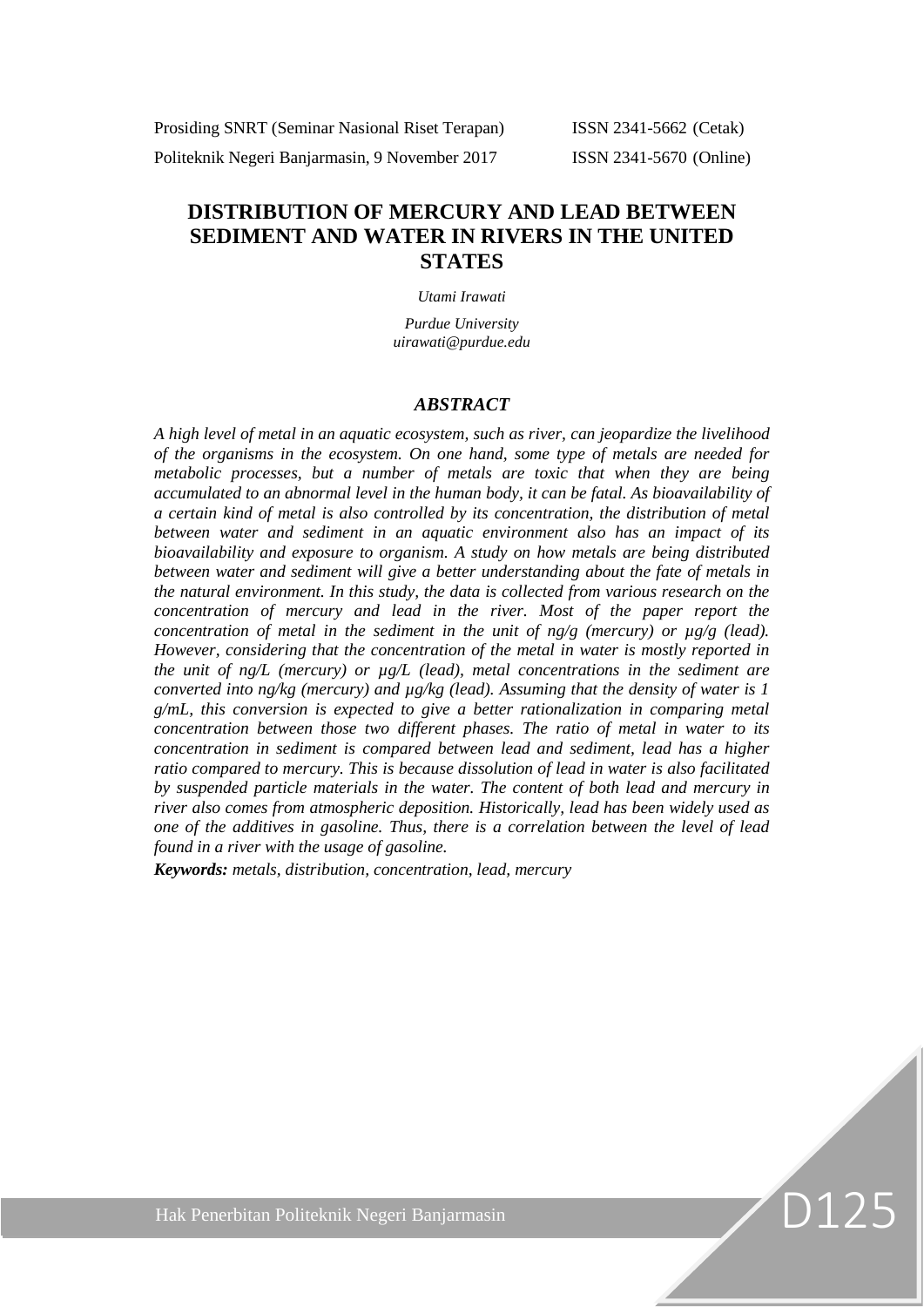# DISTRIBUTION OF MERCURY AND LEAD BETWEEN SEDIMENT AND WATER IN RIVERS IN THE UNITED STATES

*Utami Irawati*

*Purdue University*
*uirawati@purdue.edu*

## *ABSTRACT*

*A high level of metal in an aquatic ecosystem, such as river, can jeopardize the livelihood of the organisms in the ecosystem. On one hand, some type of metals are needed for metabolic processes, but a number of metals are toxic that when they are being accumulated to an abnormal level in the human body, it can be fatal. As bioavailability of a certain kind of metal is also controlled by its concentration, the distribution of metal between water and sediment in an aquatic environment also has an impact of its bioavailability and exposure to organism. A study on how metals are being distributed between water and sediment will give a better understanding about the fate of metals in the natural environment. In this study, the data is collected from various research on the concentration of mercury and lead in the river. Most of the paper report the concentration of metal in the sediment in the unit of ng/g (mercury) or µg/g (lead). However, considering that the concentration of the metal in water is mostly reported in the unit of ng/L (mercury) or µg/L (lead), metal concentrations in the sediment are converted into ng/kg (mercury) and µg/kg (lead). Assuming that the density of water is 1 g/mL, this conversion is expected to give a better rationalization in comparing metal concentration between those two different phases. The ratio of metal in water to its concentration in sediment is compared between lead and sediment, lead has a higher ratio compared to mercury. This is because dissolution of lead in water is also facilitated by suspended particle materials in the water. The content of both lead and mercury in river also comes from atmospheric deposition. Historically, lead has been widely used as one of the additives in gasoline. Thus, there is a correlation between the level of lead found in a river with the usage of gasoline.*

***Keywords:*** *metals, distribution, concentration, lead, mercury*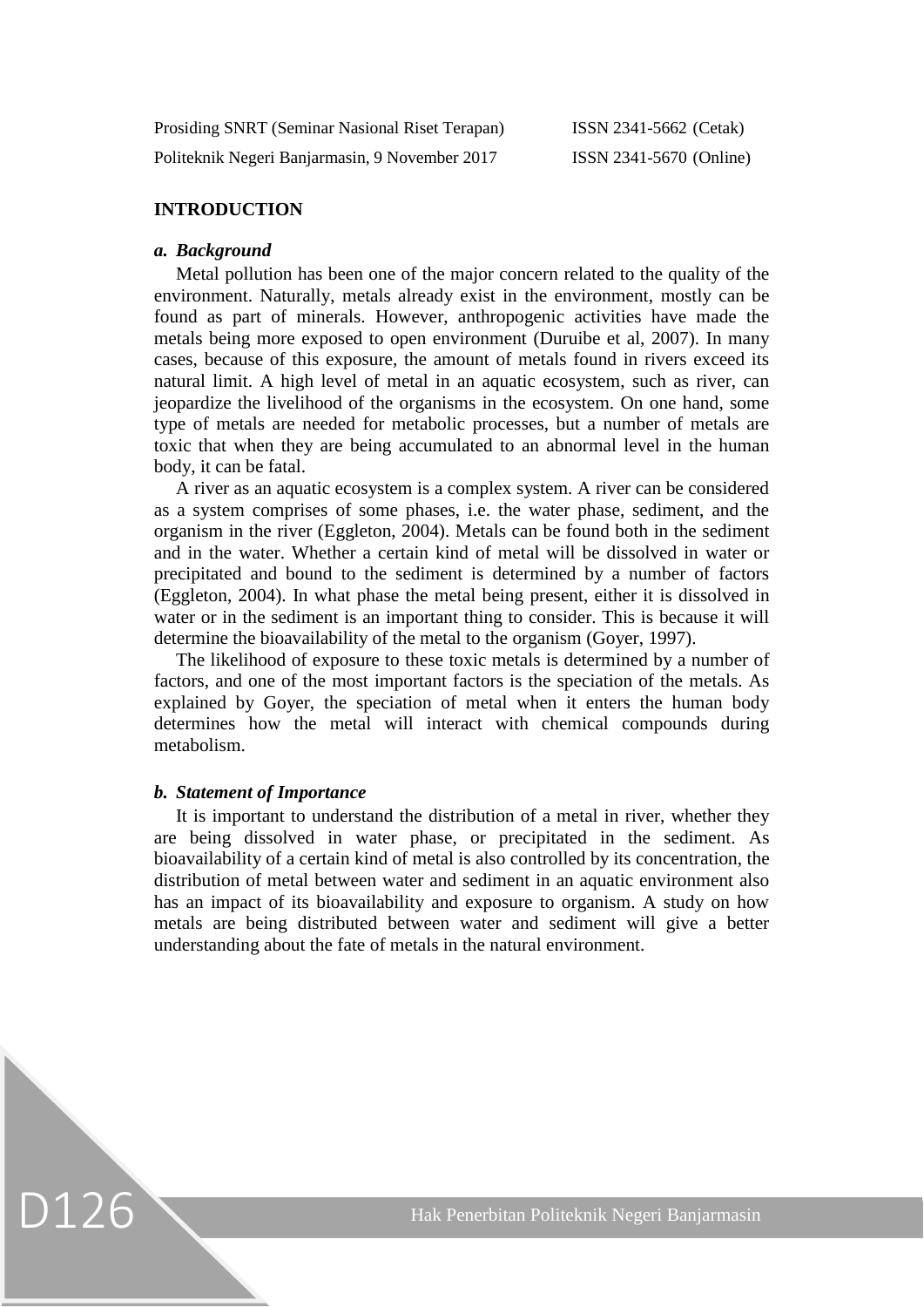## INTRODUCTION

### *a. Background*

Metal pollution has been one of the major concern related to the quality of the environment. Naturally, metals already exist in the environment, mostly can be found as part of minerals. However, anthropogenic activities have made the metals being more exposed to open environment (Duruibe et al, 2007). In many cases, because of this exposure, the amount of metals found in rivers exceed its natural limit. A high level of metal in an aquatic ecosystem, such as river, can jeopardize the livelihood of the organisms in the ecosystem. On one hand, some type of metals are needed for metabolic processes, but a number of metals are toxic that when they are being accumulated to an abnormal level in the human body, it can be fatal.

A river as an aquatic ecosystem is a complex system. A river can be considered as a system comprises of some phases, i.e. the water phase, sediment, and the organism in the river (Eggleton, 2004). Metals can be found both in the sediment and in the water. Whether a certain kind of metal will be dissolved in water or precipitated and bound to the sediment is determined by a number of factors (Eggleton, 2004). In what phase the metal being present, either it is dissolved in water or in the sediment is an important thing to consider. This is because it will determine the bioavailability of the metal to the organism (Goyer, 1997).

The likelihood of exposure to these toxic metals is determined by a number of factors, and one of the most important factors is the speciation of the metals. As explained by Goyer, the speciation of metal when it enters the human body determines how the metal will interact with chemical compounds during metabolism.

### *b. Statement of Importance*

It is important to understand the distribution of a metal in river, whether they are being dissolved in water phase, or precipitated in the sediment. As bioavailability of a certain kind of metal is also controlled by its concentration, the distribution of metal between water and sediment in an aquatic environment also has an impact of its bioavailability and exposure to organism. A study on how metals are being distributed between water and sediment will give a better understanding about the fate of metals in the natural environment.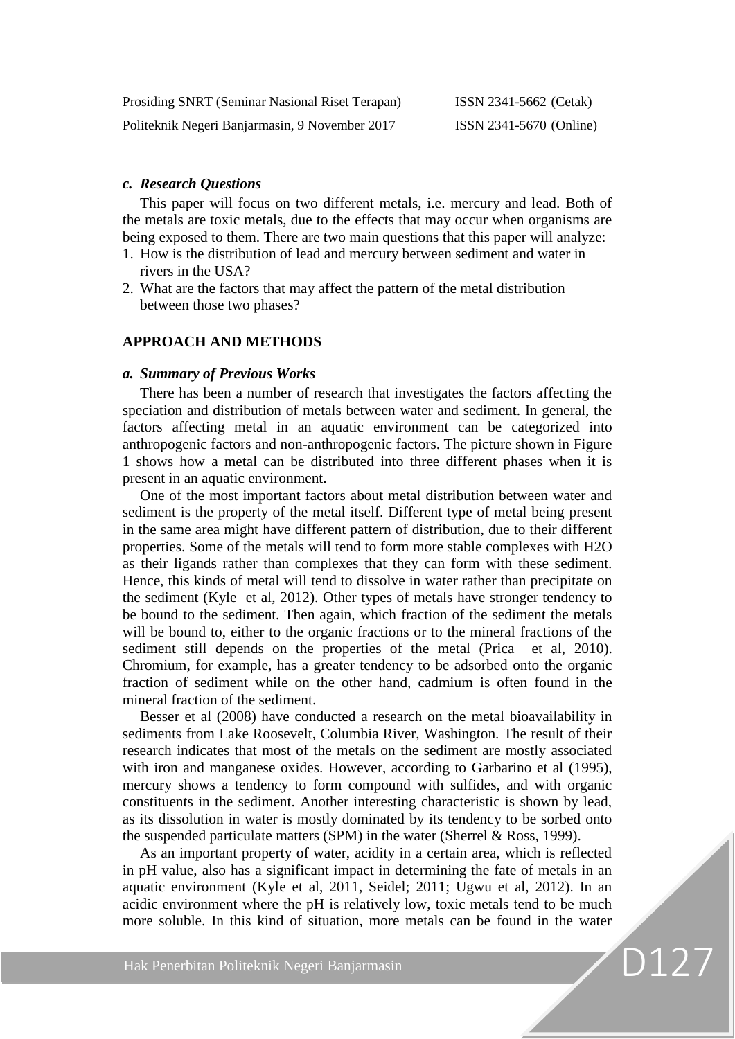### c. *Research Questions*

This paper will focus on two different metals, i.e. mercury and lead. Both of the metals are toxic metals, due to the effects that may occur when organisms are being exposed to them. There are two main questions that this paper will analyze:

1. How is the distribution of lead and mercury between sediment and water in rivers in the USA?
2. What are the factors that may affect the pattern of the metal distribution between those two phases?

## APPROACH AND METHODS

### a. *Summary of Previous Works*

There has been a number of research that investigates the factors affecting the speciation and distribution of metals between water and sediment. In general, the factors affecting metal in an aquatic environment can be categorized into anthropogenic factors and non-anthropogenic factors. The picture shown in Figure 1 shows how a metal can be distributed into three different phases when it is present in an aquatic environment.

One of the most important factors about metal distribution between water and sediment is the property of the metal itself. Different type of metal being present in the same area might have different pattern of distribution, due to their different properties. Some of the metals will tend to form more stable complexes with H2O as their ligands rather than complexes that they can form with these sediment. Hence, this kinds of metal will tend to dissolve in water rather than precipitate on the sediment (Kyle et al, 2012). Other types of metals have stronger tendency to be bound to the sediment. Then again, which fraction of the sediment the metals will be bound to, either to the organic fractions or to the mineral fractions of the sediment still depends on the properties of the metal (Prica et al, 2010). Chromium, for example, has a greater tendency to be adsorbed onto the organic fraction of sediment while on the other hand, cadmium is often found in the mineral fraction of the sediment.

Besser et al (2008) have conducted a research on the metal bioavailability in sediments from Lake Roosevelt, Columbia River, Washington. The result of their research indicates that most of the metals on the sediment are mostly associated with iron and manganese oxides. However, according to Garbarino et al (1995), mercury shows a tendency to form compound with sulfides, and with organic constituents in the sediment. Another interesting characteristic is shown by lead, as its dissolution in water is mostly dominated by its tendency to be sorbed onto the suspended particulate matters (SPM) in the water (Sherrel & Ross, 1999).

As an important property of water, acidity in a certain area, which is reflected in pH value, also has a significant impact in determining the fate of metals in an aquatic environment (Kyle et al, 2011, Seidel; 2011; Ugwu et al, 2012). In an acidic environment where the pH is relatively low, toxic metals tend to be much more soluble. In this kind of situation, more metals can be found in the water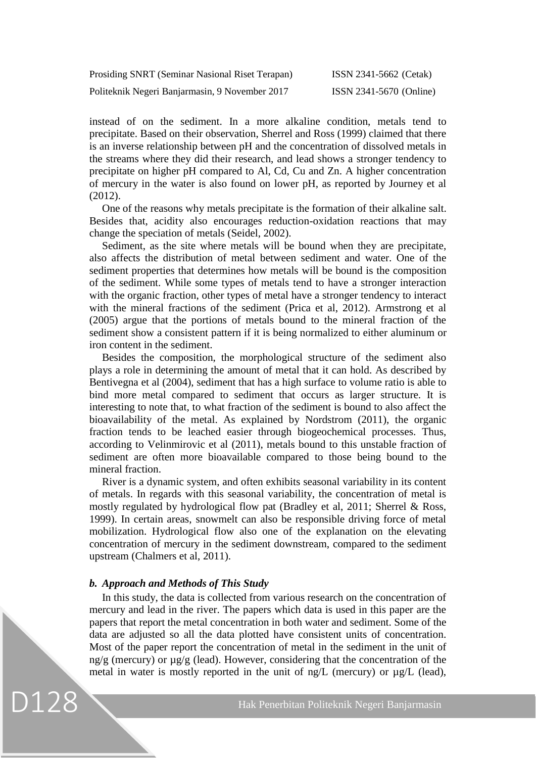instead of on the sediment. In a more alkaline condition, metals tend to precipitate. Based on their observation, Sherrel and Ross (1999) claimed that there is an inverse relationship between pH and the concentration of dissolved metals in the streams where they did their research, and lead shows a stronger tendency to precipitate on higher pH compared to Al, Cd, Cu and Zn. A higher concentration of mercury in the water is also found on lower pH, as reported by Journey et al (2012).

One of the reasons why metals precipitate is the formation of their alkaline salt. Besides that, acidity also encourages reduction-oxidation reactions that may change the speciation of metals (Seidel, 2002).

Sediment, as the site where metals will be bound when they are precipitate, also affects the distribution of metal between sediment and water. One of the sediment properties that determines how metals will be bound is the composition of the sediment. While some types of metals tend to have a stronger interaction with the organic fraction, other types of metal have a stronger tendency to interact with the mineral fractions of the sediment (Prica et al, 2012). Armstrong et al (2005) argue that the portions of metals bound to the mineral fraction of the sediment show a consistent pattern if it is being normalized to either aluminum or iron content in the sediment.

Besides the composition, the morphological structure of the sediment also plays a role in determining the amount of metal that it can hold. As described by Bentivegna et al (2004), sediment that has a high surface to volume ratio is able to bind more metal compared to sediment that occurs as larger structure. It is interesting to note that, to what fraction of the sediment is bound to also affect the bioavailability of the metal. As explained by Nordstrom (2011), the organic fraction tends to be leached easier through biogeochemical processes. Thus, according to Velinmirovic et al (2011), metals bound to this unstable fraction of sediment are often more bioavailable compared to those being bound to the mineral fraction.

River is a dynamic system, and often exhibits seasonal variability in its content of metals. In regards with this seasonal variability, the concentration of metal is mostly regulated by hydrological flow pat (Bradley et al, 2011; Sherrel & Ross, 1999). In certain areas, snowmelt can also be responsible driving force of metal mobilization. Hydrological flow also one of the explanation on the elevating concentration of mercury in the sediment downstream, compared to the sediment upstream (Chalmers et al, 2011).

### *b. Approach and Methods of This Study*

In this study, the data is collected from various research on the concentration of mercury and lead in the river. The papers which data is used in this paper are the papers that report the metal concentration in both water and sediment. Some of the data are adjusted so all the data plotted have consistent units of concentration. Most of the paper report the concentration of metal in the sediment in the unit of ng/g (mercury) or µg/g (lead). However, considering that the concentration of the metal in water is mostly reported in the unit of ng/L (mercury) or µg/L (lead),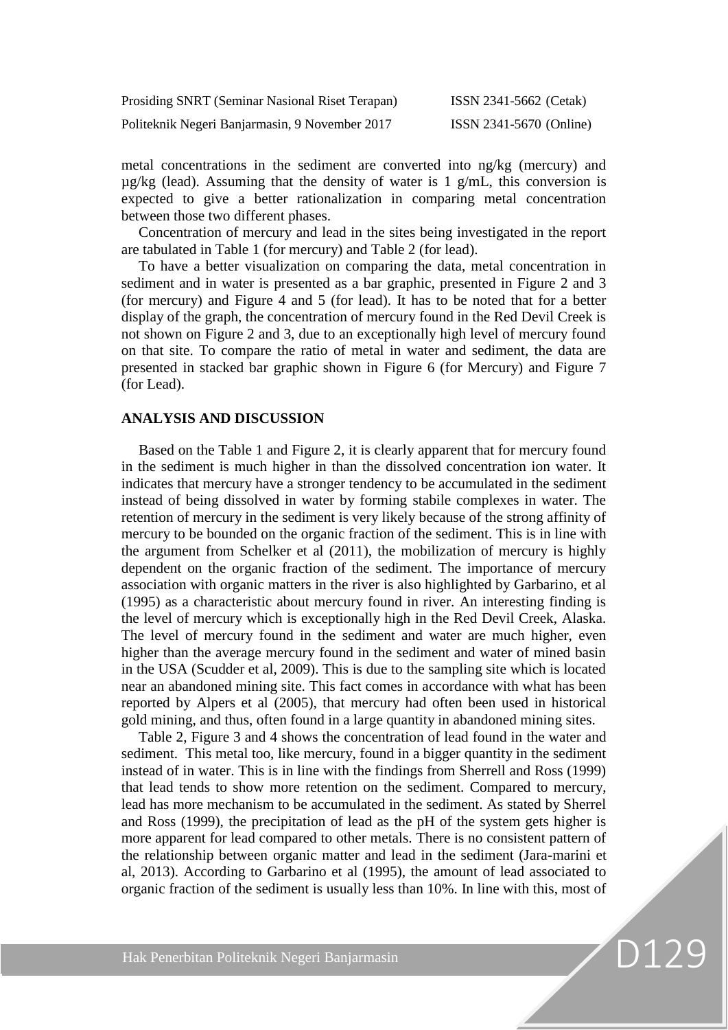metal concentrations in the sediment are converted into ng/kg (mercury) and µg/kg (lead). Assuming that the density of water is 1 g/mL, this conversion is expected to give a better rationalization in comparing metal concentration between those two different phases.

Concentration of mercury and lead in the sites being investigated in the report are tabulated in Table 1 (for mercury) and Table 2 (for lead).

To have a better visualization on comparing the data, metal concentration in sediment and in water is presented as a bar graphic, presented in Figure 2 and 3 (for mercury) and Figure 4 and 5 (for lead). It has to be noted that for a better display of the graph, the concentration of mercury found in the Red Devil Creek is not shown on Figure 2 and 3, due to an exceptionally high level of mercury found on that site. To compare the ratio of metal in water and sediment, the data are presented in stacked bar graphic shown in Figure 6 (for Mercury) and Figure 7 (for Lead).

## ANALYSIS AND DISCUSSION

Based on the Table 1 and Figure 2, it is clearly apparent that for mercury found in the sediment is much higher in than the dissolved concentration ion water. It indicates that mercury have a stronger tendency to be accumulated in the sediment instead of being dissolved in water by forming stabile complexes in water. The retention of mercury in the sediment is very likely because of the strong affinity of mercury to be bounded on the organic fraction of the sediment. This is in line with the argument from Schelker et al (2011), the mobilization of mercury is highly dependent on the organic fraction of the sediment. The importance of mercury association with organic matters in the river is also highlighted by Garbarino, et al (1995) as a characteristic about mercury found in river. An interesting finding is the level of mercury which is exceptionally high in the Red Devil Creek, Alaska. The level of mercury found in the sediment and water are much higher, even higher than the average mercury found in the sediment and water of mined basin in the USA (Scudder et al, 2009). This is due to the sampling site which is located near an abandoned mining site. This fact comes in accordance with what has been reported by Alpers et al (2005), that mercury had often been used in historical gold mining, and thus, often found in a large quantity in abandoned mining sites.

Table 2, Figure 3 and 4 shows the concentration of lead found in the water and sediment. This metal too, like mercury, found in a bigger quantity in the sediment instead of in water. This is in line with the findings from Sherrell and Ross (1999) that lead tends to show more retention on the sediment. Compared to mercury, lead has more mechanism to be accumulated in the sediment. As stated by Sherrel and Ross (1999), the precipitation of lead as the pH of the system gets higher is more apparent for lead compared to other metals. There is no consistent pattern of the relationship between organic matter and lead in the sediment (Jara-marini et al, 2013). According to Garbarino et al (1995), the amount of lead associated to organic fraction of the sediment is usually less than 10%. In line with this, most of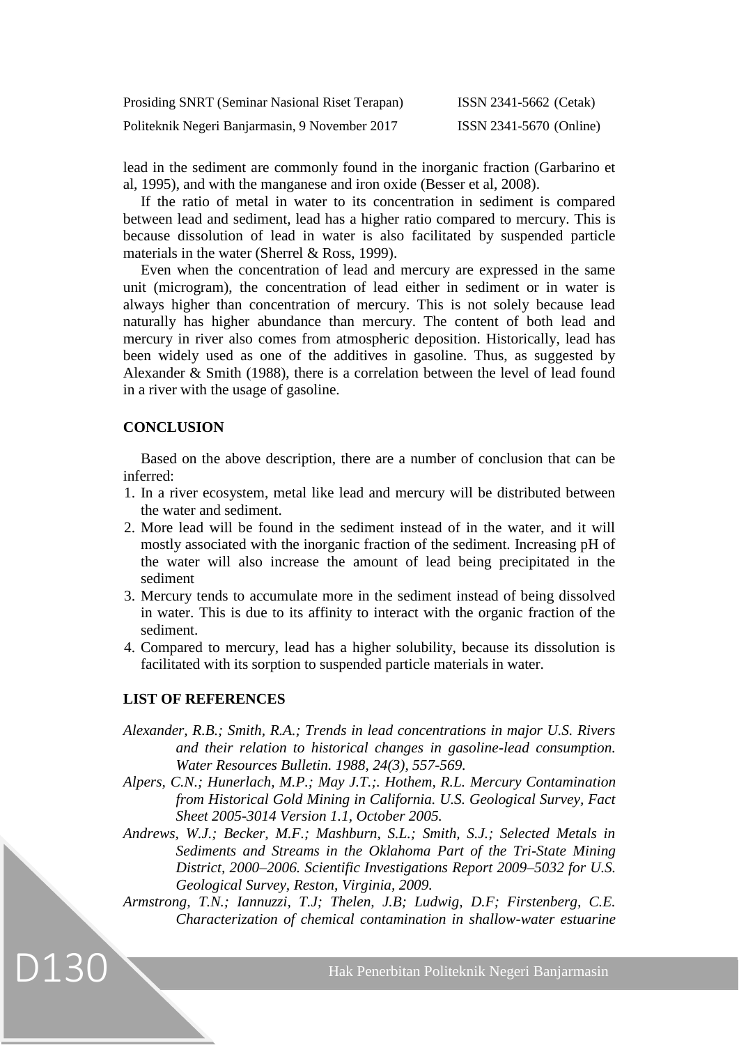lead in the sediment are commonly found in the inorganic fraction (Garbarino et al, 1995), and with the manganese and iron oxide (Besser et al, 2008).

If the ratio of metal in water to its concentration in sediment is compared between lead and sediment, lead has a higher ratio compared to mercury. This is because dissolution of lead in water is also facilitated by suspended particle materials in the water (Sherrel & Ross, 1999).

Even when the concentration of lead and mercury are expressed in the same unit (microgram), the concentration of lead either in sediment or in water is always higher than concentration of mercury. This is not solely because lead naturally has higher abundance than mercury. The content of both lead and mercury in river also comes from atmospheric deposition. Historically, lead has been widely used as one of the additives in gasoline. Thus, as suggested by Alexander & Smith (1988), there is a correlation between the level of lead found in a river with the usage of gasoline.

## CONCLUSION

Based on the above description, there are a number of conclusion that can be inferred:

1. In a river ecosystem, metal like lead and mercury will be distributed between the water and sediment.
2. More lead will be found in the sediment instead of in the water, and it will mostly associated with the inorganic fraction of the sediment. Increasing pH of the water will also increase the amount of lead being precipitated in the sediment
3. Mercury tends to accumulate more in the sediment instead of being dissolved in water. This is due to its affinity to interact with the organic fraction of the sediment.
4. Compared to mercury, lead has a higher solubility, because its dissolution is facilitated with its sorption to suspended particle materials in water.

## LIST OF REFERENCES

*Alexander, R.B.; Smith, R.A.; Trends in lead concentrations in major U.S. Rivers and their relation to historical changes in gasoline-lead consumption. Water Resources Bulletin. 1988, 24(3), 557-569.*

*Alpers, C.N.; Hunerlach, M.P.; May J.T.;. Hothem, R.L. Mercury Contamination from Historical Gold Mining in California. U.S. Geological Survey, Fact Sheet 2005-3014 Version 1.1, October 2005.*

*Andrews, W.J.; Becker, M.F.; Mashburn, S.L.; Smith, S.J.; Selected Metals in Sediments and Streams in the Oklahoma Part of the Tri-State Mining District, 2000–2006. Scientific Investigations Report 2009–5032 for U.S. Geological Survey, Reston, Virginia, 2009.*

*Armstrong, T.N.; Iannuzzi, T.J; Thelen, J.B; Ludwig, D.F; Firstenberg, C.E. Characterization of chemical contamination in shallow-water estuarine*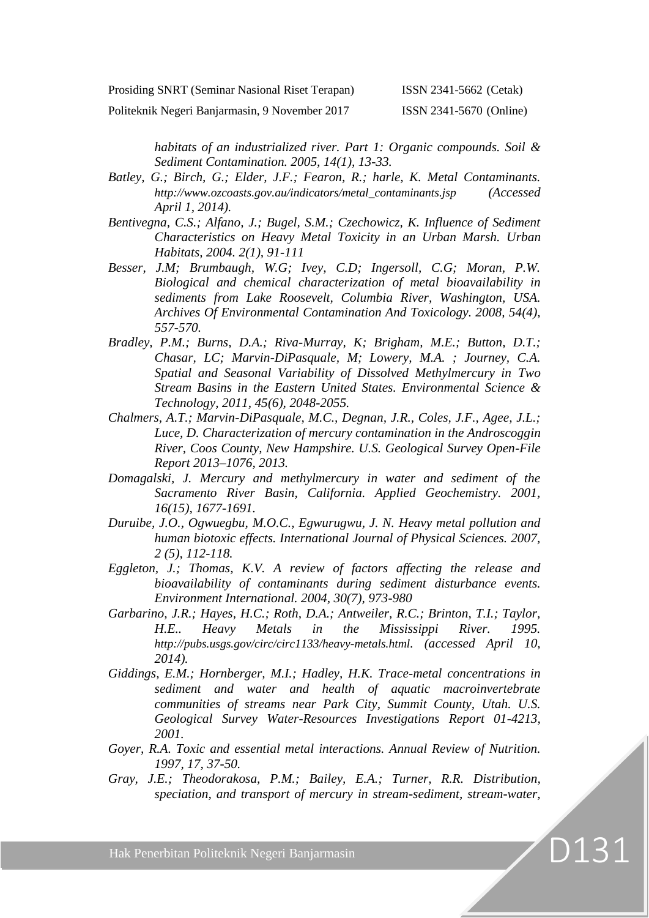*habitats of an industrialized river. Part 1: Organic compounds. Soil & Sediment Contamination. 2005, 14(1), 13-33.*

*Batley, G.; Birch, G.; Elder, J.F.; Fearon, R.; harle, K. Metal Contaminants. http://www.ozcoasts.gov.au/indicators/metal_contaminants.jsp (Accessed April 1, 2014).*

*Bentivegna, C.S.; Alfano, J.; Bugel, S.M.; Czechowicz, K. Influence of Sediment Characteristics on Heavy Metal Toxicity in an Urban Marsh. Urban Habitats, 2004. 2(1), 91-111*

*Besser, J.M; Brumbaugh, W.G; Ivey, C.D; Ingersoll, C.G; Moran, P.W. Biological and chemical characterization of metal bioavailability in sediments from Lake Roosevelt, Columbia River, Washington, USA. Archives Of Environmental Contamination And Toxicology. 2008, 54(4), 557-570.*

*Bradley, P.M.; Burns, D.A.; Riva-Murray, K; Brigham, M.E.; Button, D.T.; Chasar, LC; Marvin-DiPasquale, M; Lowery, M.A. ; Journey, C.A. Spatial and Seasonal Variability of Dissolved Methylmercury in Two Stream Basins in the Eastern United States. Environmental Science & Technology, 2011, 45(6), 2048-2055.*

*Chalmers, A.T.; Marvin-DiPasquale, M.C., Degnan, J.R., Coles, J.F., Agee, J.L.; Luce, D. Characterization of mercury contamination in the Androscoggin River, Coos County, New Hampshire. U.S. Geological Survey Open-File Report 2013–1076, 2013.*

*Domagalski, J. Mercury and methylmercury in water and sediment of the Sacramento River Basin, California. Applied Geochemistry. 2001, 16(15), 1677-1691.*

*Duruibe, J.O., Ogwuegbu, M.O.C., Egwurugwu, J. N. Heavy metal pollution and human biotoxic effects. International Journal of Physical Sciences. 2007, 2 (5), 112-118.*

*Eggleton, J.; Thomas, K.V. A review of factors affecting the release and bioavailability of contaminants during sediment disturbance events. Environment International. 2004, 30(7), 973-980*

*Garbarino, J.R.; Hayes, H.C.; Roth, D.A.; Antweiler, R.C.; Brinton, T.I.; Taylor, H.E.. Heavy Metals in the Mississippi River. 1995. http://pubs.usgs.gov/circ/circ1133/heavy-metals.html. (accessed April 10, 2014).*

*Giddings, E.M.; Hornberger, M.I.; Hadley, H.K. Trace-metal concentrations in sediment and water and health of aquatic macroinvertebrate communities of streams near Park City, Summit County, Utah. U.S. Geological Survey Water-Resources Investigations Report 01-4213, 2001.*

*Goyer, R.A. Toxic and essential metal interactions. Annual Review of Nutrition. 1997, 17, 37-50.*

*Gray, J.E.; Theodorakosa, P.M.; Bailey, E.A.; Turner, R.R. Distribution, speciation, and transport of mercury in stream-sediment, stream-water,*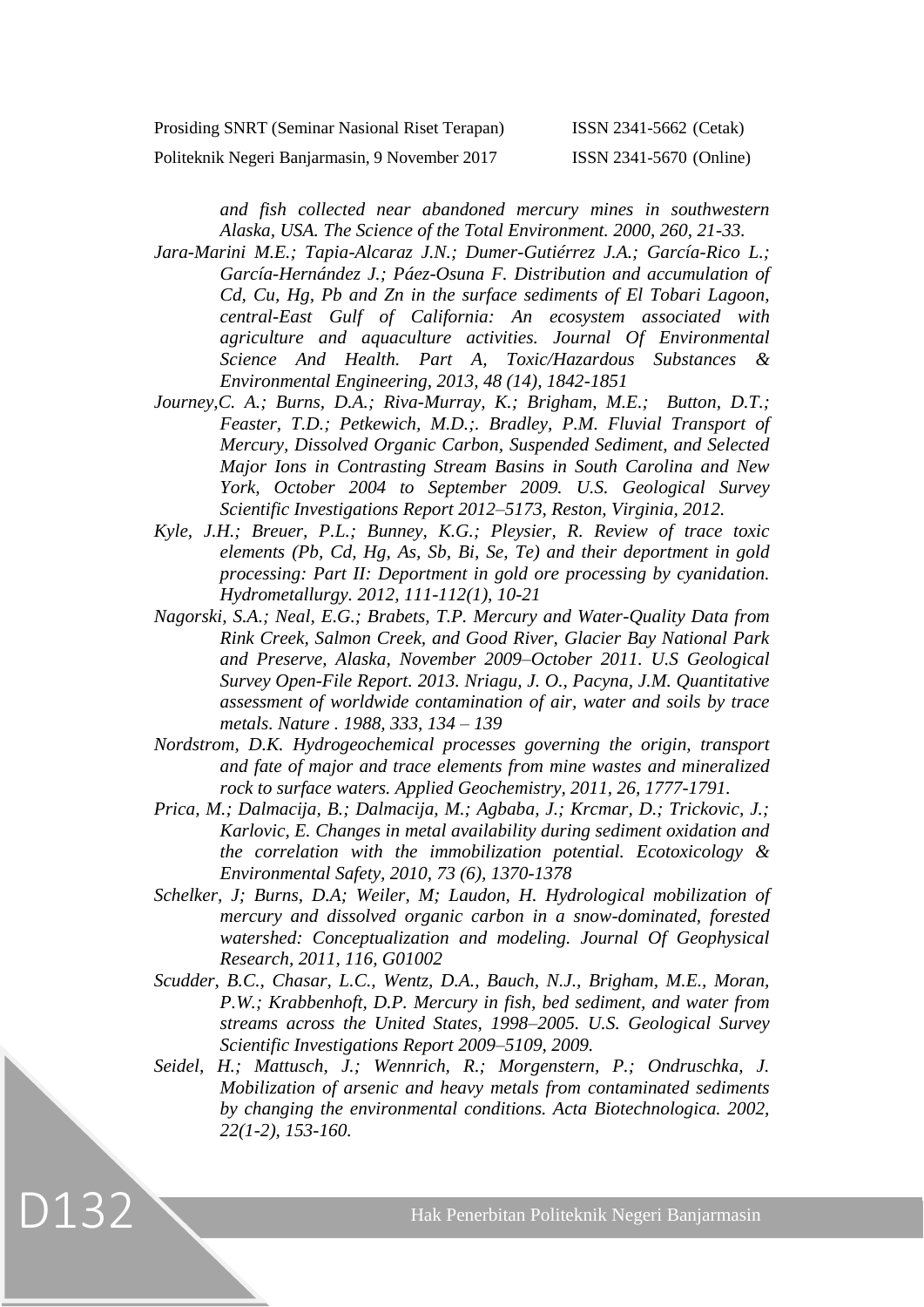*and fish collected near abandoned mercury mines in southwestern Alaska, USA. The Science of the Total Environment. 2000, 260, 21-33.*

*Jara-Marini M.E.; Tapia-Alcaraz J.N.; Dumer-Gutiérrez J.A.; García-Rico L.; García-Hernández J.; Páez-Osuna F. Distribution and accumulation of Cd, Cu, Hg, Pb and Zn in the surface sediments of El Tobari Lagoon, central-East Gulf of California: An ecosystem associated with agriculture and aquaculture activities. Journal Of Environmental Science And Health. Part A, Toxic/Hazardous Substances & Environmental Engineering, 2013, 48 (14), 1842-1851*

*Journey,C. A.; Burns, D.A.; Riva-Murray, K.; Brigham, M.E.; Button, D.T.; Feaster, T.D.; Petkewich, M.D.;. Bradley, P.M. Fluvial Transport of Mercury, Dissolved Organic Carbon, Suspended Sediment, and Selected Major Ions in Contrasting Stream Basins in South Carolina and New York, October 2004 to September 2009. U.S. Geological Survey Scientific Investigations Report 2012–5173, Reston, Virginia, 2012.*

*Kyle, J.H.; Breuer, P.L.; Bunney, K.G.; Pleysier, R. Review of trace toxic elements (Pb, Cd, Hg, As, Sb, Bi, Se, Te) and their deportment in gold processing: Part II: Deportment in gold ore processing by cyanidation. Hydrometallurgy. 2012, 111-112(1), 10-21*

*Nagorski, S.A.; Neal, E.G.; Brabets, T.P. Mercury and Water-Quality Data from Rink Creek, Salmon Creek, and Good River, Glacier Bay National Park and Preserve, Alaska, November 2009–October 2011. U.S Geological Survey Open-File Report. 2013. Nriagu, J. O., Pacyna, J.M. Quantitative assessment of worldwide contamination of air, water and soils by trace metals. Nature . 1988, 333, 134 – 139*

*Nordstrom, D.K. Hydrogeochemical processes governing the origin, transport and fate of major and trace elements from mine wastes and mineralized rock to surface waters. Applied Geochemistry, 2011, 26, 1777-1791.*

*Prica, M.; Dalmacija, B.; Dalmacija, M.; Agbaba, J.; Krcmar, D.; Trickovic, J.; Karlovic, E. Changes in metal availability during sediment oxidation and the correlation with the immobilization potential. Ecotoxicology & Environmental Safety, 2010, 73 (6), 1370-1378*

*Schelker, J; Burns, D.A; Weiler, M; Laudon, H. Hydrological mobilization of mercury and dissolved organic carbon in a snow-dominated, forested watershed: Conceptualization and modeling. Journal Of Geophysical Research, 2011, 116, G01002*

*Scudder, B.C., Chasar, L.C., Wentz, D.A., Bauch, N.J., Brigham, M.E., Moran, P.W.; Krabbenhoft, D.P. Mercury in fish, bed sediment, and water from streams across the United States, 1998–2005. U.S. Geological Survey Scientific Investigations Report 2009–5109, 2009.*

*Seidel, H.; Mattusch, J.; Wennrich, R.; Morgenstern, P.; Ondruschka, J. Mobilization of arsenic and heavy metals from contaminated sediments by changing the environmental conditions. Acta Biotechnologica. 2002, 22(1-2), 153-160.*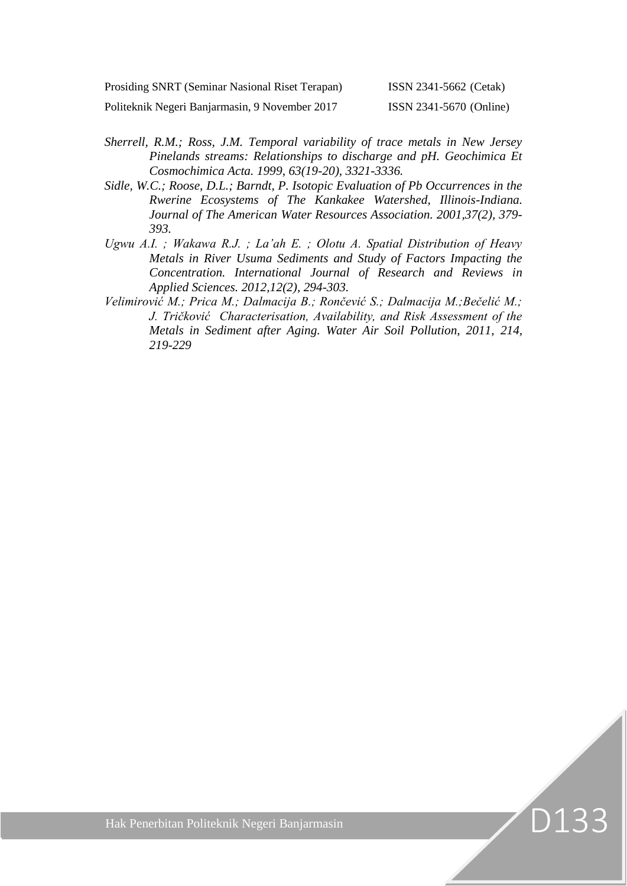*Sherrell, R.M.; Ross, J.M. Temporal variability of trace metals in New Jersey Pinelands streams: Relationships to discharge and pH. Geochimica Et Cosmochimica Acta. 1999, 63(19-20), 3321-3336.*

*Sidle, W.C.; Roose, D.L.; Barndt, P. Isotopic Evaluation of Pb Occurrences in the Rwerine Ecosystems of The Kankakee Watershed, Illinois-Indiana. Journal of The American Water Resources Association. 2001,37(2), 379-393.*

*Ugwu A.I. ; Wakawa R.J. ; La'ah E. ; Olotu A. Spatial Distribution of Heavy Metals in River Usuma Sediments and Study of Factors Impacting the Concentration. International Journal of Research and Reviews in Applied Sciences. 2012,12(2), 294-303.*

*Velimirović M.; Prica M.; Dalmacija B.; Rončević S.; Dalmacija M.;Bečelić M.; J. Tričković Characterisation, Availability, and Risk Assessment of the Metals in Sediment after Aging. Water Air Soil Pollution, 2011, 214, 219-229*